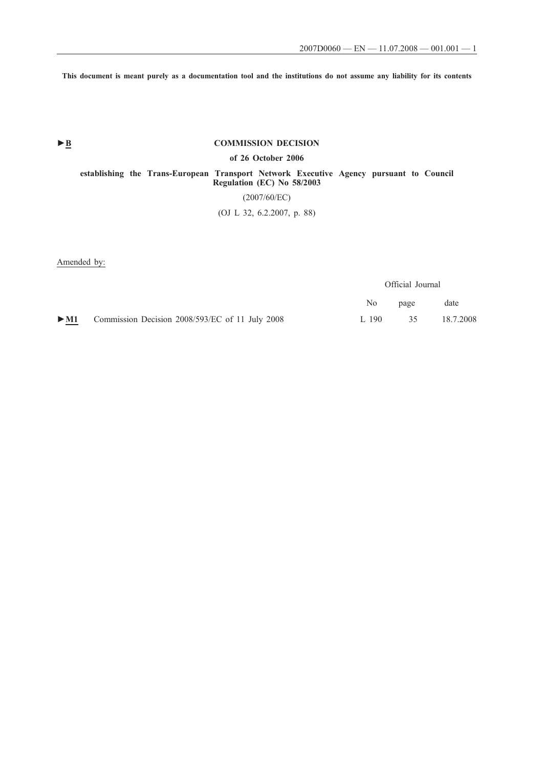**This document is meant purely as a documentation tool and the institutions do not assume any liability for its contents**

►B

# COMMISSION DECISION

## of 26 October 2006

## establishing the Trans-European Transport Network Executive Agency pursuant to Council Regulation (EC) No 58/2003

(2007/60/EC)

(OJ L 32, 6.2.2007, p. 88)

Amended by:

| | | Official Journal | | |
|---|---|---|---|---|
| | | No | page | date |
| ►M1 | Commission Decision 2008/593/EC of 11 July 2008 | L 190 | 35 | 18.7.2008 |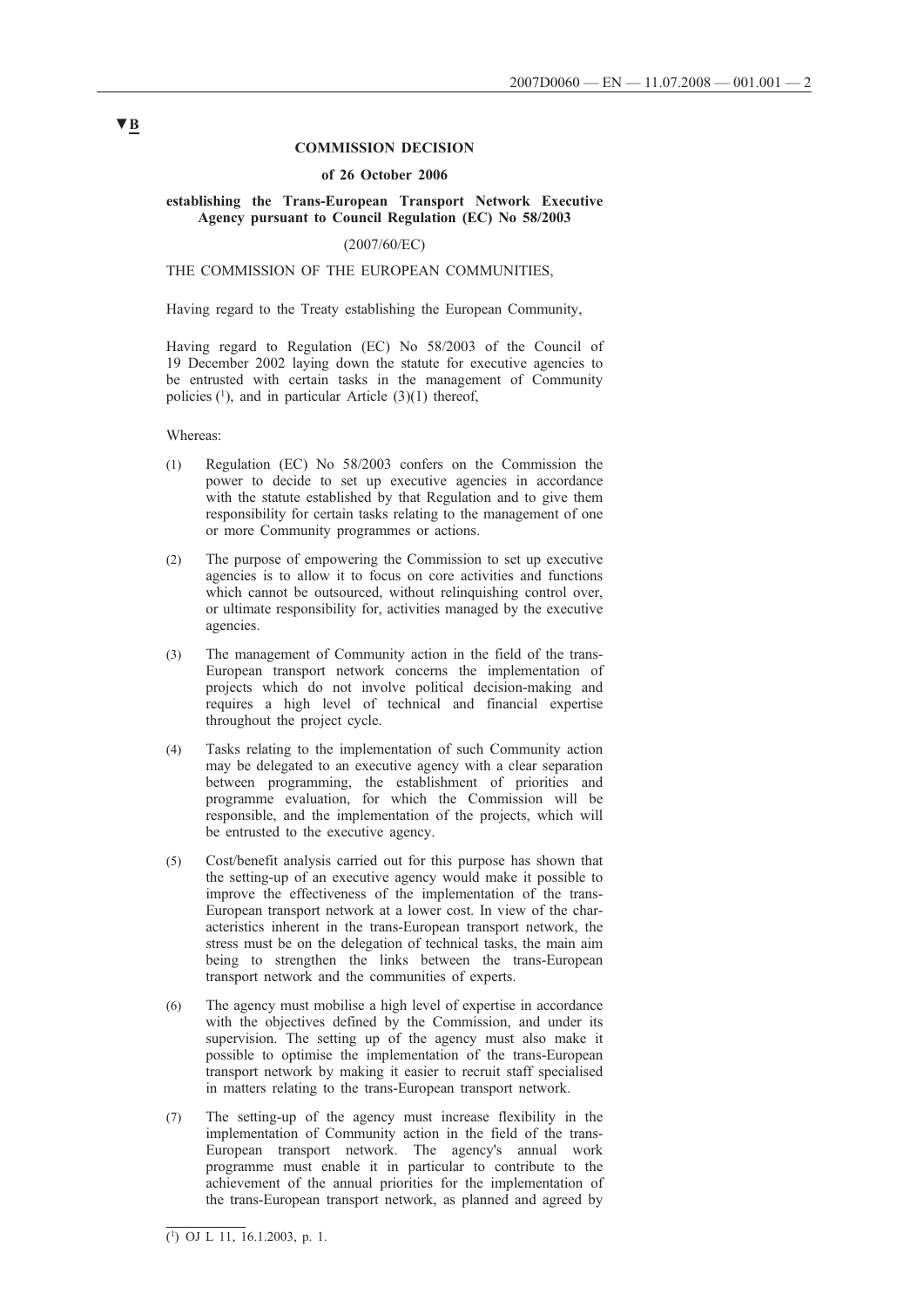▼B

**COMMISSION DECISION**

**of 26 October 2006**

**establishing the Trans-European Transport Network Executive Agency pursuant to Council Regulation (EC) No 58/2003**

(2007/60/EC)

THE COMMISSION OF THE EUROPEAN COMMUNITIES,

Having regard to the Treaty establishing the European Community,

Having regard to Regulation (EC) No 58/2003 of the Council of 19 December 2002 laying down the statute for executive agencies to be entrusted with certain tasks in the management of Community policies [1], and in particular Article (3)(1) thereof,

Whereas:

(1) Regulation (EC) No 58/2003 confers on the Commission the power to decide to set up executive agencies in accordance with the statute established by that Regulation and to give them responsibility for certain tasks relating to the management of one or more Community programmes or actions.

(2) The purpose of empowering the Commission to set up executive agencies is to allow it to focus on core activities and functions which cannot be outsourced, without relinquishing control over, or ultimate responsibility for, activities managed by the executive agencies.

(3) The management of Community action in the field of the trans-European transport network concerns the implementation of projects which do not involve political decision-making and requires a high level of technical and financial expertise throughout the project cycle.

(4) Tasks relating to the implementation of such Community action may be delegated to an executive agency with a clear separation between programming, the establishment of priorities and programme evaluation, for which the Commission will be responsible, and the implementation of the projects, which will be entrusted to the executive agency.

(5) Cost/benefit analysis carried out for this purpose has shown that the setting-up of an executive agency would make it possible to improve the effectiveness of the implementation of the trans-European transport network at a lower cost. In view of the characteristics inherent in the trans-European transport network, the stress must be on the delegation of technical tasks, the main aim being to strengthen the links between the trans-European transport network and the communities of experts.

(6) The agency must mobilise a high level of expertise in accordance with the objectives defined by the Commission, and under its supervision. The setting up of the agency must also make it possible to optimise the implementation of the trans-European transport network by making it easier to recruit staff specialised in matters relating to the trans-European transport network.

(7) The setting-up of the agency must increase flexibility in the implementation of Community action in the field of the trans-European transport network. The agency's annual work programme must enable it in particular to contribute to the achievement of the annual priorities for the implementation of the trans-European transport network, as planned and agreed by

---

[1] OJ L 11, 16.1.2003, p. 1.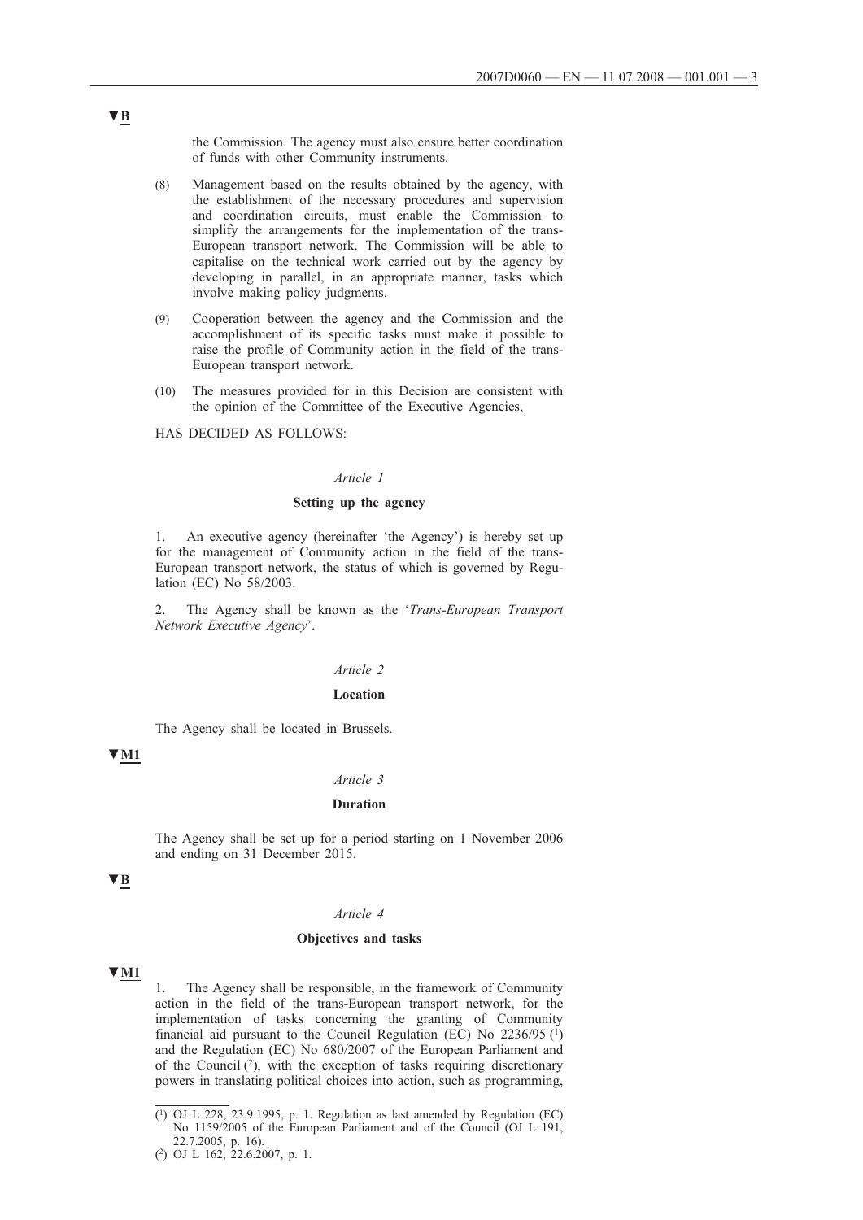▼B

the Commission. The agency must also ensure better coordination of funds with other Community instruments.

(8) Management based on the results obtained by the agency, with the establishment of the necessary procedures and supervision and coordination circuits, must enable the Commission to simplify the arrangements for the implementation of the trans-European transport network. The Commission will be able to capitalise on the technical work carried out by the agency by developing in parallel, in an appropriate manner, tasks which involve making policy judgments.

(9) Cooperation between the agency and the Commission and the accomplishment of its specific tasks must make it possible to raise the profile of Community action in the field of the trans-European transport network.

(10) The measures provided for in this Decision are consistent with the opinion of the Committee of the Executive Agencies,

HAS DECIDED AS FOLLOWS:

*Article 1*

**Setting up the agency**

1. An executive agency (hereinafter 'the Agency') is hereby set up for the management of Community action in the field of the trans-European transport network, the status of which is governed by Regulation (EC) No 58/2003.

2. The Agency shall be known as the '*Trans-European Transport Network Executive Agency*'.

*Article 2*

**Location**

The Agency shall be located in Brussels.

▼M1

*Article 3*

**Duration**

The Agency shall be set up for a period starting on 1 November 2006 and ending on 31 December 2015.

▼B

*Article 4*

**Objectives and tasks**

▼M1

1. The Agency shall be responsible, in the framework of Community action in the field of the trans-European transport network, for the implementation of tasks concerning the granting of Community financial aid pursuant to the Council Regulation (EC) No 2236/95 [1] and the Regulation (EC) No 680/2007 of the European Parliament and of the Council [2], with the exception of tasks requiring discretionary powers in translating political choices into action, such as programming,

---

[1] OJ L 228, 23.9.1995, p. 1. Regulation as last amended by Regulation (EC) No 1159/2005 of the European Parliament and of the Council (OJ L 191, 22.7.2005, p. 16).

[2] OJ L 162, 22.6.2007, p. 1.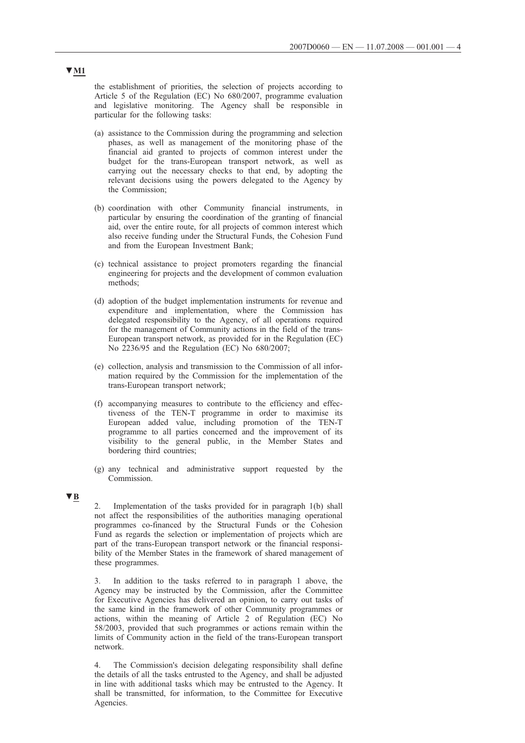▼M1

the establishment of priorities, the selection of projects according to Article 5 of the Regulation (EC) No 680/2007, programme evaluation and legislative monitoring. The Agency shall be responsible in particular for the following tasks:

(a) assistance to the Commission during the programming and selection phases, as well as management of the monitoring phase of the financial aid granted to projects of common interest under the budget for the trans-European transport network, as well as carrying out the necessary checks to that end, by adopting the relevant decisions using the powers delegated to the Agency by the Commission;

(b) coordination with other Community financial instruments, in particular by ensuring the coordination of the granting of financial aid, over the entire route, for all projects of common interest which also receive funding under the Structural Funds, the Cohesion Fund and from the European Investment Bank;

(c) technical assistance to project promoters regarding the financial engineering for projects and the development of common evaluation methods;

(d) adoption of the budget implementation instruments for revenue and expenditure and implementation, where the Commission has delegated responsibility to the Agency, of all operations required for the management of Community actions in the field of the trans-European transport network, as provided for in the Regulation (EC) No 2236/95 and the Regulation (EC) No 680/2007;

(e) collection, analysis and transmission to the Commission of all information required by the Commission for the implementation of the trans-European transport network;

(f) accompanying measures to contribute to the efficiency and effectiveness of the TEN-T programme in order to maximise its European added value, including promotion of the TEN-T programme to all parties concerned and the improvement of its visibility to the general public, in the Member States and bordering third countries;

(g) any technical and administrative support requested by the Commission.

▼B

2. Implementation of the tasks provided for in paragraph 1(b) shall not affect the responsibilities of the authorities managing operational programmes co-financed by the Structural Funds or the Cohesion Fund as regards the selection or implementation of projects which are part of the trans-European transport network or the financial responsibility of the Member States in the framework of shared management of these programmes.

3. In addition to the tasks referred to in paragraph 1 above, the Agency may be instructed by the Commission, after the Committee for Executive Agencies has delivered an opinion, to carry out tasks of the same kind in the framework of other Community programmes or actions, within the meaning of Article 2 of Regulation (EC) No 58/2003, provided that such programmes or actions remain within the limits of Community action in the field of the trans-European transport network.

4. The Commission's decision delegating responsibility shall define the details of all the tasks entrusted to the Agency, and shall be adjusted in line with additional tasks which may be entrusted to the Agency. It shall be transmitted, for information, to the Committee for Executive Agencies.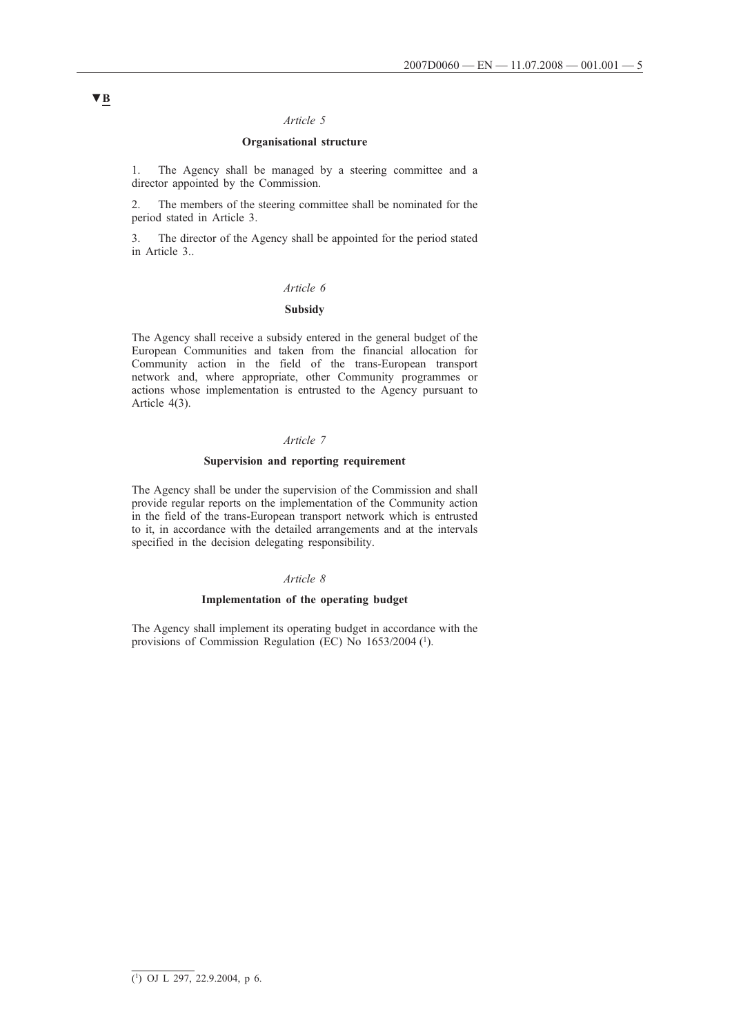▼B

*Article 5*

**Organisational structure**

1. The Agency shall be managed by a steering committee and a director appointed by the Commission.

2. The members of the steering committee shall be nominated for the period stated in Article 3.

3. The director of the Agency shall be appointed for the period stated in Article 3..

*Article 6*

**Subsidy**

The Agency shall receive a subsidy entered in the general budget of the European Communities and taken from the financial allocation for Community action in the field of the trans-European transport network and, where appropriate, other Community programmes or actions whose implementation is entrusted to the Agency pursuant to Article 4(3).

*Article 7*

**Supervision and reporting requirement**

The Agency shall be under the supervision of the Commission and shall provide regular reports on the implementation of the Community action in the field of the trans-European transport network which is entrusted to it, in accordance with the detailed arrangements and at the intervals specified in the decision delegating responsibility.

*Article 8*

**Implementation of the operating budget**

The Agency shall implement its operating budget in accordance with the provisions of Commission Regulation (EC) No 1653/2004 (1).

---

(1) OJ L 297, 22.9.2004, p 6.